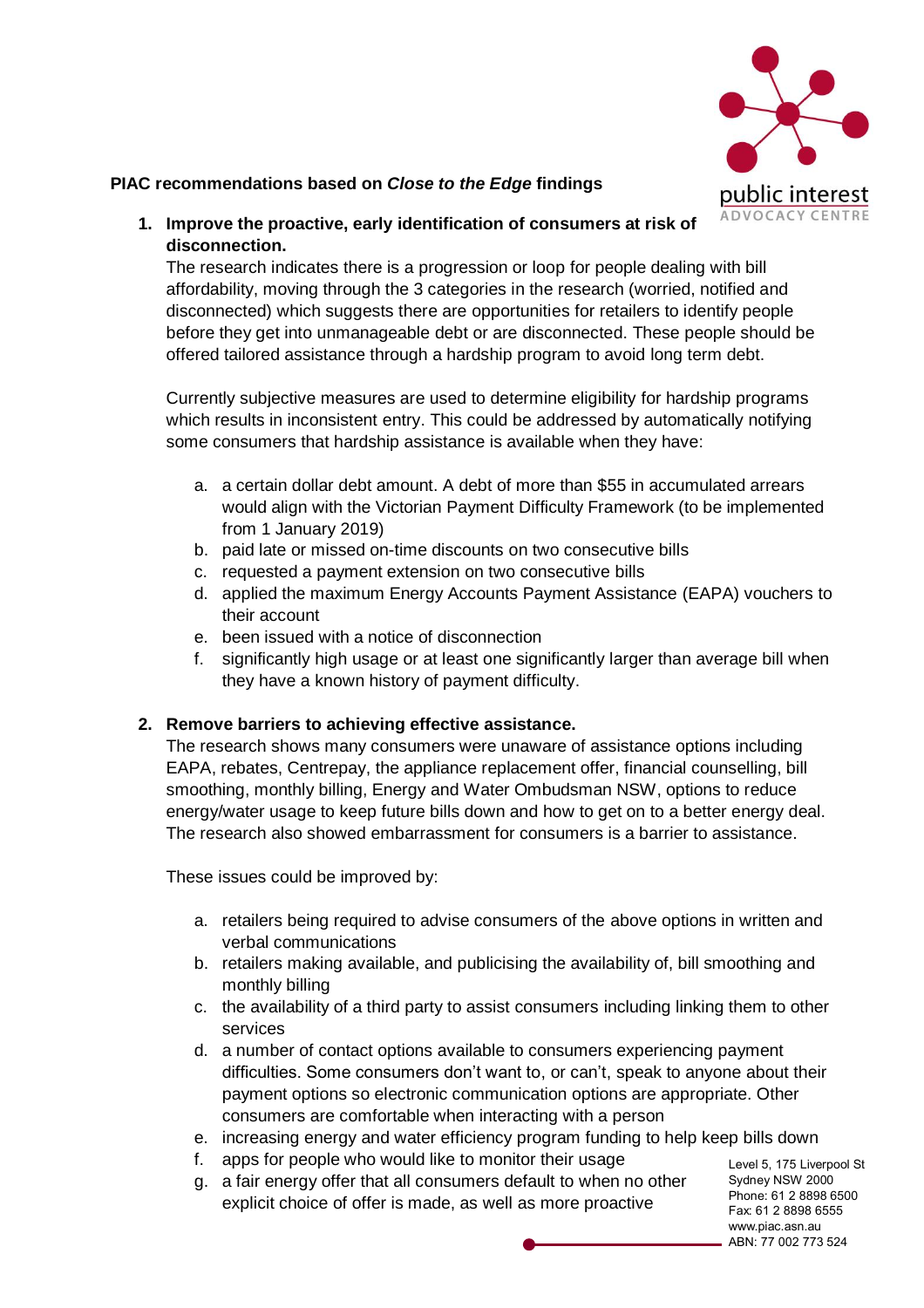**PIAC recommendations based on *Close to the Edge* findings**

1. **Improve the proactive, early identification of consumers at risk of disconnection.**
   The research indicates there is a progression or loop for people dealing with bill affordability, moving through the 3 categories in the research (worried, notified and disconnected) which suggests there are opportunities for retailers to identify people before they get into unmanageable debt or are disconnected. These people should be offered tailored assistance through a hardship program to avoid long term debt.

   Currently subjective measures are used to determine eligibility for hardship programs which results in inconsistent entry. This could be addressed by automatically notifying some consumers that hardship assistance is available when they have:

   a. a certain dollar debt amount. A debt of more than $55 in accumulated arrears would align with the Victorian Payment Difficulty Framework (to be implemented from 1 January 2019)
   b. paid late or missed on-time discounts on two consecutive bills
   c. requested a payment extension on two consecutive bills
   d. applied the maximum Energy Accounts Payment Assistance (EAPA) vouchers to their account
   e. been issued with a notice of disconnection
   f. significantly high usage or at least one significantly larger than average bill when they have a known history of payment difficulty.

2. **Remove barriers to achieving effective assistance.**
   The research shows many consumers were unaware of assistance options including EAPA, rebates, Centrepay, the appliance replacement offer, financial counselling, bill smoothing, monthly billing, Energy and Water Ombudsman NSW, options to reduce energy/water usage to keep future bills down and how to get on to a better energy deal. The research also showed embarrassment for consumers is a barrier to assistance.

   These issues could be improved by:

   a. retailers being required to advise consumers of the above options in written and verbal communications
   b. retailers making available, and publicising the availability of, bill smoothing and monthly billing
   c. the availability of a third party to assist consumers including linking them to other services
   d. a number of contact options available to consumers experiencing payment difficulties. Some consumers don't want to, or can't, speak to anyone about their payment options so electronic communication options are appropriate. Other consumers are comfortable when interacting with a person
   e. increasing energy and water efficiency program funding to help keep bills down
   f. apps for people who would like to monitor their usage
   g. a fair energy offer that all consumers default to when no other explicit choice of offer is made, as well as more proactive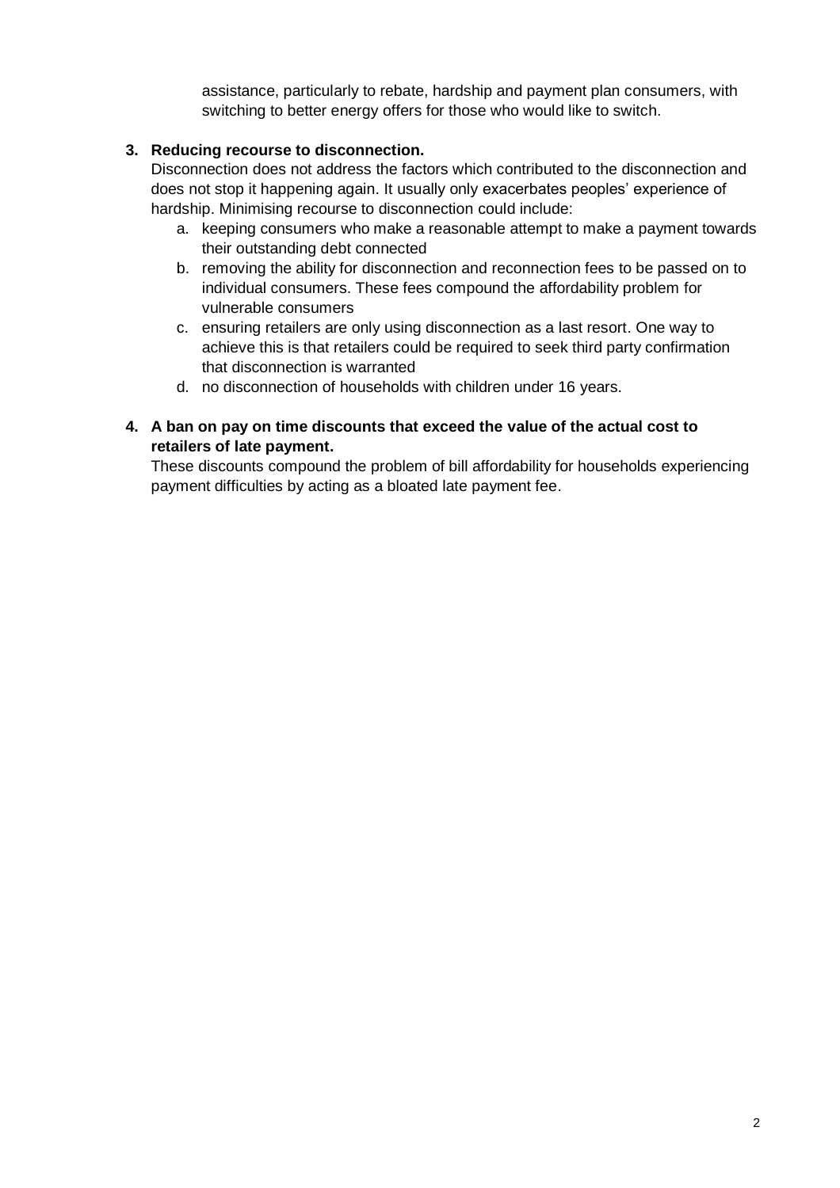assistance, particularly to rebate, hardship and payment plan consumers, with switching to better energy offers for those who would like to switch.

3. **Reducing recourse to disconnection.**
   Disconnection does not address the factors which contributed to the disconnection and does not stop it happening again. It usually only exacerbates peoples' experience of hardship. Minimising recourse to disconnection could include:
   a. keeping consumers who make a reasonable attempt to make a payment towards their outstanding debt connected
   b. removing the ability for disconnection and reconnection fees to be passed on to individual consumers. These fees compound the affordability problem for vulnerable consumers
   c. ensuring retailers are only using disconnection as a last resort. One way to achieve this is that retailers could be required to seek third party confirmation that disconnection is warranted
   d. no disconnection of households with children under 16 years.

4. **A ban on pay on time discounts that exceed the value of the actual cost to retailers of late payment.**
   These discounts compound the problem of bill affordability for households experiencing payment difficulties by acting as a bloated late payment fee.